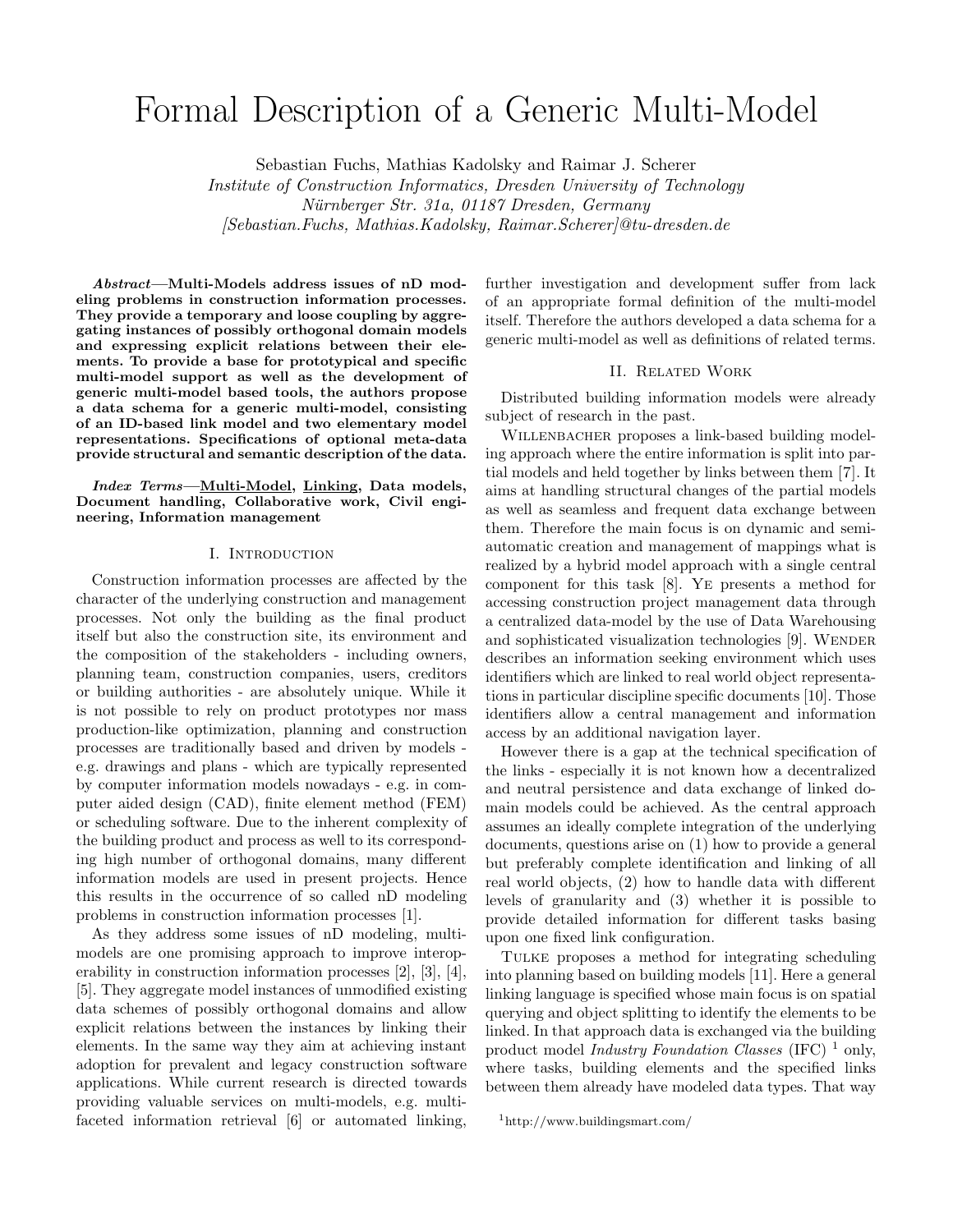# Formal Description of a Generic Multi-Model

Sebastian Fuchs, Mathias Kadolsky and Raimar J. Scherer

*Institute of Construction Informatics, Dresden University of Technology*
*Nürnberger Str. 31a, 01187 Dresden, Germany*
*[Sebastian.Fuchs, Mathias.Kadolsky, Raimar.Scherer]@tu-dresden.de*

***Abstract*—Multi-Models address issues of nD modeling problems in construction information processes. They provide a temporary and loose coupling by aggregating instances of possibly orthogonal domain models and expressing explicit relations between their elements. To provide a base for prototypical and specific multi-model support as well as the development of generic multi-model based tools, the authors propose a data schema for a generic multi-model, consisting of an ID-based link model and two elementary model representations. Specifications of optional meta-data provide structural and semantic description of the data.**

***Index Terms*—Multi-Model, Linking, Data models, Document handling, Collaborative work, Civil engineering, Information management**

## I. Introduction

Construction information processes are affected by the character of the underlying construction and management processes. Not only the building as the final product itself but also the construction site, its environment and the composition of the stakeholders - including owners, planning team, construction companies, users, creditors or building authorities - are absolutely unique. While it is not possible to rely on product prototypes nor mass production-like optimization, planning and construction processes are traditionally based and driven by models - e.g. drawings and plans - which are typically represented by computer information models nowadays - e.g. in computer aided design (CAD), finite element method (FEM) or scheduling software. Due to the inherent complexity of the building product and process as well to its corresponding high number of orthogonal domains, many different information models are used in present projects. Hence this results in the occurrence of so called nD modeling problems in construction information processes [1].

As they address some issues of nD modeling, multi-models are one promising approach to improve interoperability in construction information processes [2], [3], [4], [5]. They aggregate model instances of unmodified existing data schemes of possibly orthogonal domains and allow explicit relations between the instances by linking their elements. In the same way they aim at achieving instant adoption for prevalent and legacy construction software applications. While current research is directed towards providing valuable services on multi-models, e.g. multi-faceted information retrieval [6] or automated linking, further investigation and development suffer from lack of an appropriate formal definition of the multi-model itself. Therefore the authors developed a data schema for a generic multi-model as well as definitions of related terms.

## II. Related Work

Distributed building information models were already subject of research in the past.

Willenbacher proposes a link-based building modeling approach where the entire information is split into partial models and held together by links between them [7]. It aims at handling structural changes of the partial models as well as seamless and frequent data exchange between them. Therefore the main focus is on dynamic and semi-automatic creation and management of mappings what is realized by a hybrid model approach with a single central component for this task [8]. Ye presents a method for accessing construction project management data through a centralized data-model by the use of Data Warehousing and sophisticated visualization technologies [9]. Wender describes an information seeking environment which uses identifiers which are linked to real world object representations in particular discipline specific documents [10]. Those identifiers allow a central management and information access by an additional navigation layer.

However there is a gap at the technical specification of the links - especially it is not known how a decentralized and neutral persistence and data exchange of linked domain models could be achieved. As the central approach assumes an ideally complete integration of the underlying documents, questions arise on (1) how to provide a general but preferably complete identification and linking of all real world objects, (2) how to handle data with different levels of granularity and (3) whether it is possible to provide detailed information for different tasks basing upon one fixed link configuration.

Tulke proposes a method for integrating scheduling into planning based on building models [11]. Here a general linking language is specified whose main focus is on spatial querying and object splitting to identify the elements to be linked. In that approach data is exchanged via the building product model *Industry Foundation Classes* (IFC) [1] only, where tasks, building elements and the specified links between them already have modeled data types. That way

[1] http://www.buildingsmart.com/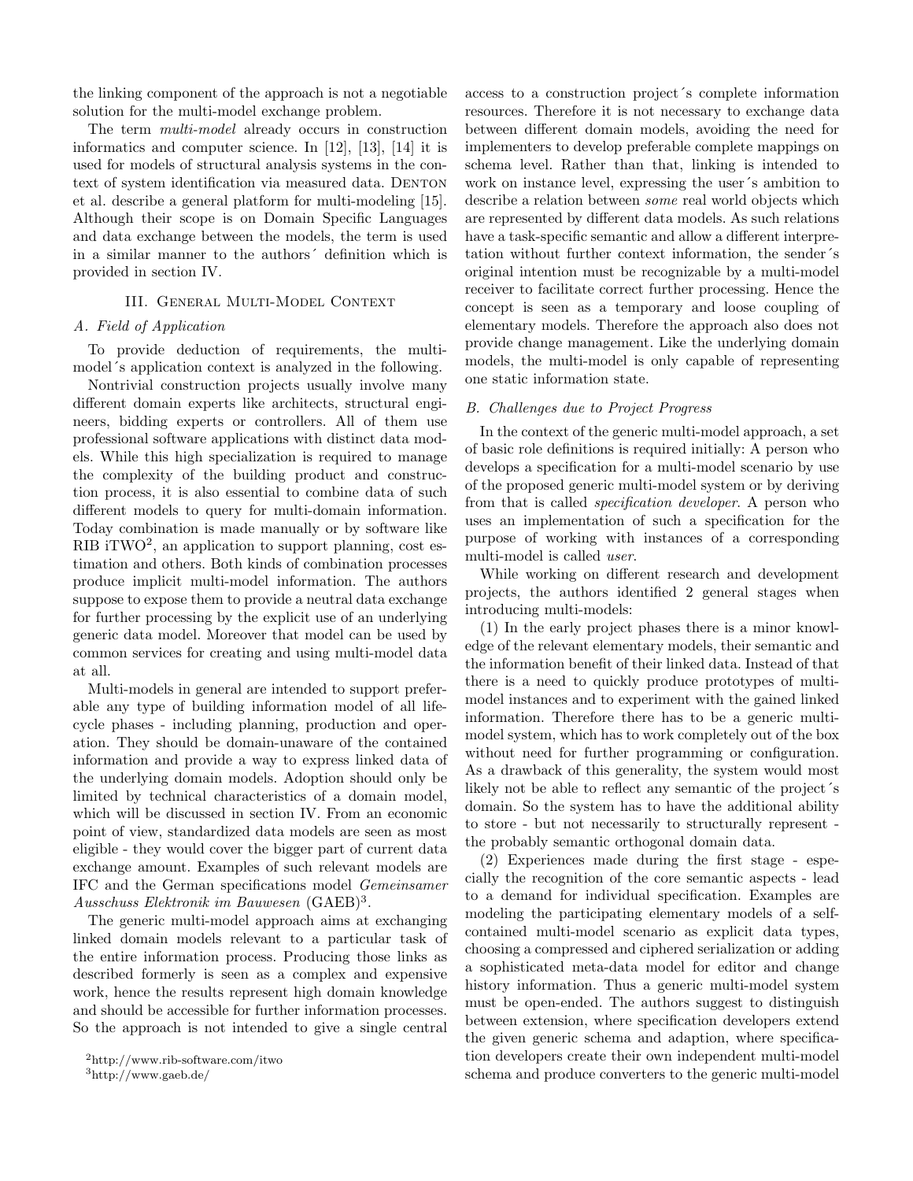the linking component of the approach is not a negotiable solution for the multi-model exchange problem.

The term *multi-model* already occurs in construction informatics and computer science. In [12], [13], [14] it is used for models of structural analysis systems in the context of system identification via measured data. Denton et al. describe a general platform for multi-modeling [15]. Although their scope is on Domain Specific Languages and data exchange between the models, the term is used in a similar manner to the authors´ definition which is provided in section IV.

## III. General Multi-Model Context

### A. Field of Application

To provide deduction of requirements, the multi-model´s application context is analyzed in the following.

Nontrivial construction projects usually involve many different domain experts like architects, structural engineers, bidding experts or controllers. All of them use professional software applications with distinct data models. While this high specialization is required to manage the complexity of the building product and construction process, it is also essential to combine data of such different models to query for multi-domain information. Today combination is made manually or by software like RIB iTWO[2], an application to support planning, cost estimation and others. Both kinds of combination processes produce implicit multi-model information. The authors suppose to expose them to provide a neutral data exchange for further processing by the explicit use of an underlying generic data model. Moreover that model can be used by common services for creating and using multi-model data at all.

Multi-models in general are intended to support preferable any type of building information model of all lifecycle phases - including planning, production and operation. They should be domain-unaware of the contained information and provide a way to express linked data of the underlying domain models. Adoption should only be limited by technical characteristics of a domain model, which will be discussed in section IV. From an economic point of view, standardized data models are seen as most eligible - they would cover the bigger part of current data exchange amount. Examples of such relevant models are IFC and the German specifications model *Gemeinsamer Ausschuss Elektronik im Bauwesen* (GAEB)[3].

The generic multi-model approach aims at exchanging linked domain models relevant to a particular task of the entire information process. Producing those links as described formerly is seen as a complex and expensive work, hence the results represent high domain knowledge and should be accessible for further information processes. So the approach is not intended to give a single central access to a construction project´s complete information resources. Therefore it is not necessary to exchange data between different domain models, avoiding the need for implementers to develop preferable complete mappings on schema level. Rather than that, linking is intended to work on instance level, expressing the user´s ambition to describe a relation between *some* real world objects which are represented by different data models. As such relations have a task-specific semantic and allow a different interpretation without further context information, the sender´s original intention must be recognizable by a multi-model receiver to facilitate correct further processing. Hence the concept is seen as a temporary and loose coupling of elementary models. Therefore the approach also does not provide change management. Like the underlying domain models, the multi-model is only capable of representing one static information state.

### B. Challenges due to Project Progress

In the context of the generic multi-model approach, a set of basic role definitions is required initially: A person who develops a specification for a multi-model scenario by use of the proposed generic multi-model system or by deriving from that is called *specification developer*. A person who uses an implementation of such a specification for the purpose of working with instances of a corresponding multi-model is called *user*.

While working on different research and development projects, the authors identified 2 general stages when introducing multi-models:

(1) In the early project phases there is a minor knowledge of the relevant elementary models, their semantic and the information benefit of their linked data. Instead of that there is a need to quickly produce prototypes of multi-model instances and to experiment with the gained linked information. Therefore there has to be a generic multi-model system, which has to work completely out of the box without need for further programming or configuration. As a drawback of this generality, the system would most likely not be able to reflect any semantic of the project´s domain. So the system has to have the additional ability to store - but not necessarily to structurally represent - the probably semantic orthogonal domain data.

(2) Experiences made during the first stage - especially the recognition of the core semantic aspects - lead to a demand for individual specification. Examples are modeling the participating elementary models of a self-contained multi-model scenario as explicit data types, choosing a compressed and ciphered serialization or adding a sophisticated meta-data model for editor and change history information. Thus a generic multi-model system must be open-ended. The authors suggest to distinguish between extension, where specification developers extend the given generic schema and adaption, where specification developers create their own independent multi-model schema and produce converters to the generic multi-model

[2] http://www.rib-software.com/itwo

[3] http://www.gaeb.de/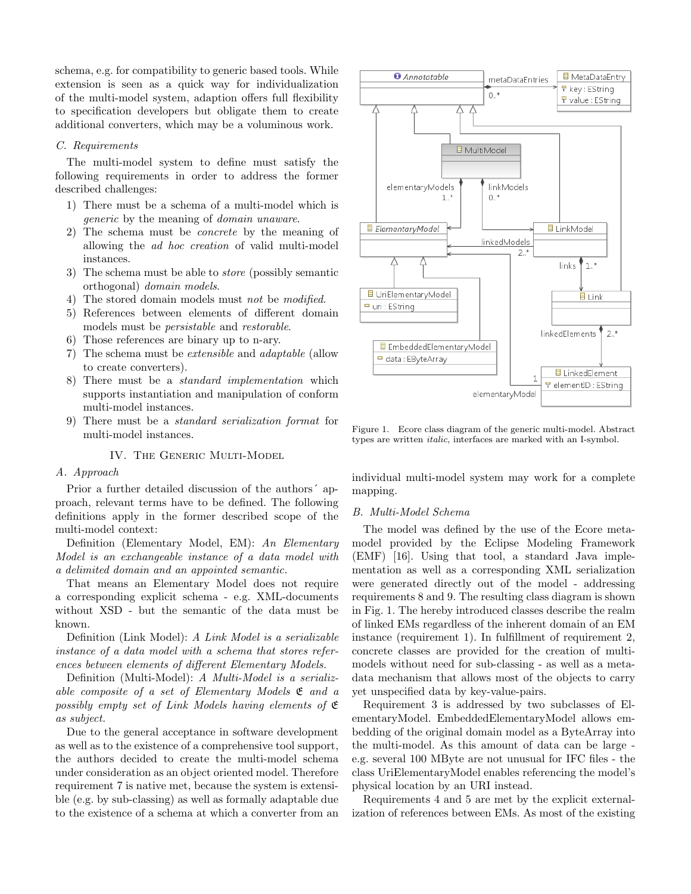schema, e.g. for compatibility to generic based tools. While extension is seen as a quick way for individualization of the multi-model system, adaption offers full flexibility to specification developers but obligate them to create additional converters, which may be a voluminous work.

### C. Requirements

The multi-model system to define must satisfy the following requirements in order to address the former described challenges:

1) There must be a schema of a multi-model which is *generic* by the meaning of *domain unaware*.
2) The schema must be *concrete* by the meaning of allowing the *ad hoc creation* of valid multi-model instances.
3) The schema must be able to *store* (possibly semantic orthogonal) *domain models*.
4) The stored domain models must *not* be *modified*.
5) References between elements of different domain models must be *persistable* and *restorable*.
6) Those references are binary up to n-ary.
7) The schema must be *extensible* and *adaptable* (allow to create converters).
8) There must be a *standard implementation* which supports instantiation and manipulation of conform multi-model instances.
9) There must be a *standard serialization format* for multi-model instances.

## IV. The Generic Multi-Model

### A. Approach

Prior a further detailed discussion of the authors´ approach, relevant terms have to be defined. The following definitions apply in the former described scope of the multi-model context:

Definition (Elementary Model, EM): *An Elementary Model is an exchangeable instance of a data model with a delimited domain and an appointed semantic.*

That means an Elementary Model does not require a corresponding explicit schema - e.g. XML-documents without XSD - but the semantic of the data must be known.

Definition (Link Model): *A Link Model is a serializable instance of a data model with a schema that stores references between elements of different Elementary Models.*

Definition (Multi-Model): *A Multi-Model is a serializable composite of a set of Elementary Models* $\mathfrak{E}$ *and a possibly empty set of Link Models having elements of* $\mathfrak{E}$ *as subject.*

Due to the general acceptance in software development as well as to the existence of a comprehensive tool support, the authors decided to create the multi-model schema under consideration as an object oriented model. Therefore requirement 7 is native met, because the system is extensible (e.g. by sub-classing) as well as formally adaptable due to the existence of a schema at which a converter from an individual multi-model system may work for a complete mapping.

Figure 1. Ecore class diagram of the generic multi-model. Abstract types are written *italic*, interfaces are marked with an I-symbol.

### B. Multi-Model Schema

The model was defined by the use of the Ecore metamodel provided by the Eclipse Modeling Framework (EMF) [16]. Using that tool, a standard Java implementation as well as a corresponding XML serialization were generated directly out of the model - addressing requirements 8 and 9. The resulting class diagram is shown in Fig. 1. The hereby introduced classes describe the realm of linked EMs regardless of the inherent domain of an EM instance (requirement 1). In fulfillment of requirement 2, concrete classes are provided for the creation of multi-models without need for sub-classing - as well as a meta-data mechanism that allows most of the objects to carry yet unspecified data by key-value-pairs.

Requirement 3 is addressed by two subclasses of ElementaryModel. EmbeddedElementaryModel allows embedding of the original domain model as a ByteArray into the multi-model. As this amount of data can be large - e.g. several 100 MByte are not unusual for IFC files - the class UriElementaryModel enables referencing the model's physical location by an URI instead.

Requirements 4 and 5 are met by the explicit externalization of references between EMs. As most of the existing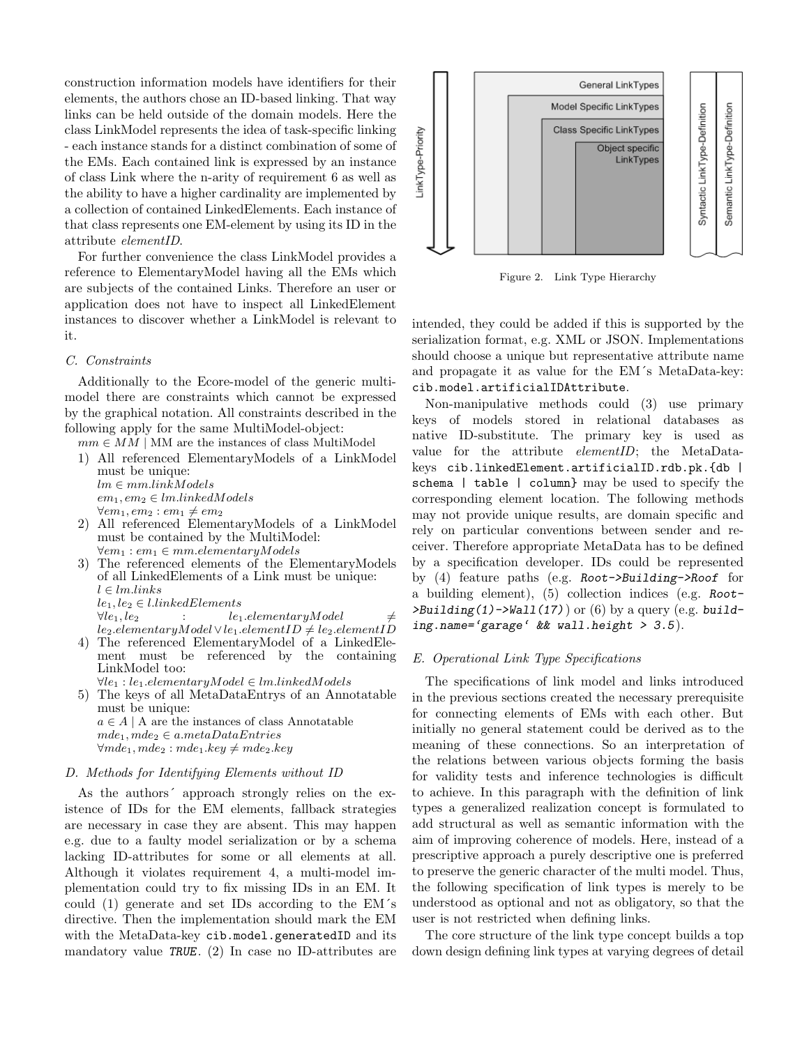construction information models have identifiers for their elements, the authors chose an ID-based linking. That way links can be held outside of the domain models. Here the class LinkModel represents the idea of task-specific linking - each instance stands for a distinct combination of some of the EMs. Each contained link is expressed by an instance of class Link where the n-arity of requirement 6 as well as the ability to have a higher cardinality are implemented by a collection of contained LinkedElements. Each instance of that class represents one EM-element by using its ID in the attribute *elementID*.

For further convenience the class LinkModel provides a reference to ElementaryModel having all the EMs which are subjects of the contained Links. Therefore an user or application does not have to inspect all LinkedElement instances to discover whether a LinkModel is relevant to it.

### C. Constraints

Additionally to the Ecore-model of the generic multi-model there are constraints which cannot be expressed by the graphical notation. All constraints described in the following apply for the same MultiModel-object:

$mm \in MM$ | MM are the instances of class MultiModel

1) All referenced ElementaryModels of a LinkModel must be unique:
   $lm \in mm.linkModels$
   $em_1, em_2 \in lm.linkedModels$
   $\forall em_1, em_2 : em_1 \neq em_2$
2) All referenced ElementaryModels of a LinkModel must be contained by the MultiModel:
   $\forall em_1 : em_1 \in mm.elementaryModels$
3) The referenced elements of the ElementaryModels of all LinkedElements of a Link must be unique:
   $l \in lm.links$
   $le_1, le_2 \in l.linkedElements$
   $\forall le_1, le_2 : le_1.elementaryModel \neq le_2.elementaryModel \vee le_1.elementID \neq le_2.elementID$
4) The referenced ElementaryModel of a LinkedElement must be referenced by the containing LinkModel too:
   $\forall le_1 : le_1.elementaryModel \in lm.linkedModels$
5) The keys of all MetaDataEntrys of an Annotatable must be unique:
   $a \in A$ | A are the instances of class Annotatable
   $mde_1, mde_2 \in a.metaDataEntries$
   $\forall mde_1, mde_2 : mde_1.key \neq mde_2.key$

### D. Methods for Identifying Elements without ID

As the authors´ approach strongly relies on the existence of IDs for the EM elements, fallback strategies are necessary in case they are absent. This may happen e.g. due to a faulty model serialization or by a schema lacking ID-attributes for some or all elements at all. Although it violates requirement 4, a multi-model implementation could try to fix missing IDs in an EM. It could (1) generate and set IDs according to the EM´s directive. Then the implementation should mark the EM with the MetaData-key `cib.model.generatedID` and its mandatory value ***TRUE***. (2) In case no ID-attributes are intended, they could be added if this is supported by the serialization format, e.g. XML or JSON. Implementations should choose a unique but representative attribute name and propagate it as value for the EM´s MetaData-key: `cib.model.artificialIDAttribute`.

Non-manipulative methods could (3) use primary keys of models stored in relational databases as native ID-substitute. The primary key is used as value for the attribute *elementID*; the MetaData-keys `cib.linkedElement.artificialID.rdb.pk.{db | schema | table | column}` may be used to specify the corresponding element location. The following methods may not provide unique results, are domain specific and rely on particular conventions between sender and receiver. Therefore appropriate MetaData has to be defined by a specification developer. IDs could be represented by (4) feature paths (e.g. ***Root->Building->Roof*** for a building element), (5) collection indices (e.g. ***Root->Building(1)->Wall(17)***) or (6) by a query (e.g. ***building.name='garage' && wall.height > 3.5***).

Figure 2. Link Type Hierarchy

### E. Operational Link Type Specifications

The specifications of link model and links introduced in the previous sections created the necessary prerequisite for connecting elements of EMs with each other. But initially no general statement could be derived as to the meaning of these connections. So an interpretation of the relations between various objects forming the basis for validity tests and inference technologies is difficult to achieve. In this paragraph with the definition of link types a generalized realization concept is formulated to add structural as well as semantic information with the aim of improving coherence of models. Here, instead of a prescriptive approach a purely descriptive one is preferred to preserve the generic character of the multi model. Thus, the following specification of link types is merely to be understood as optional and not as obligatory, so that the user is not restricted when defining links.

The core structure of the link type concept builds a top down design defining link types at varying degrees of detail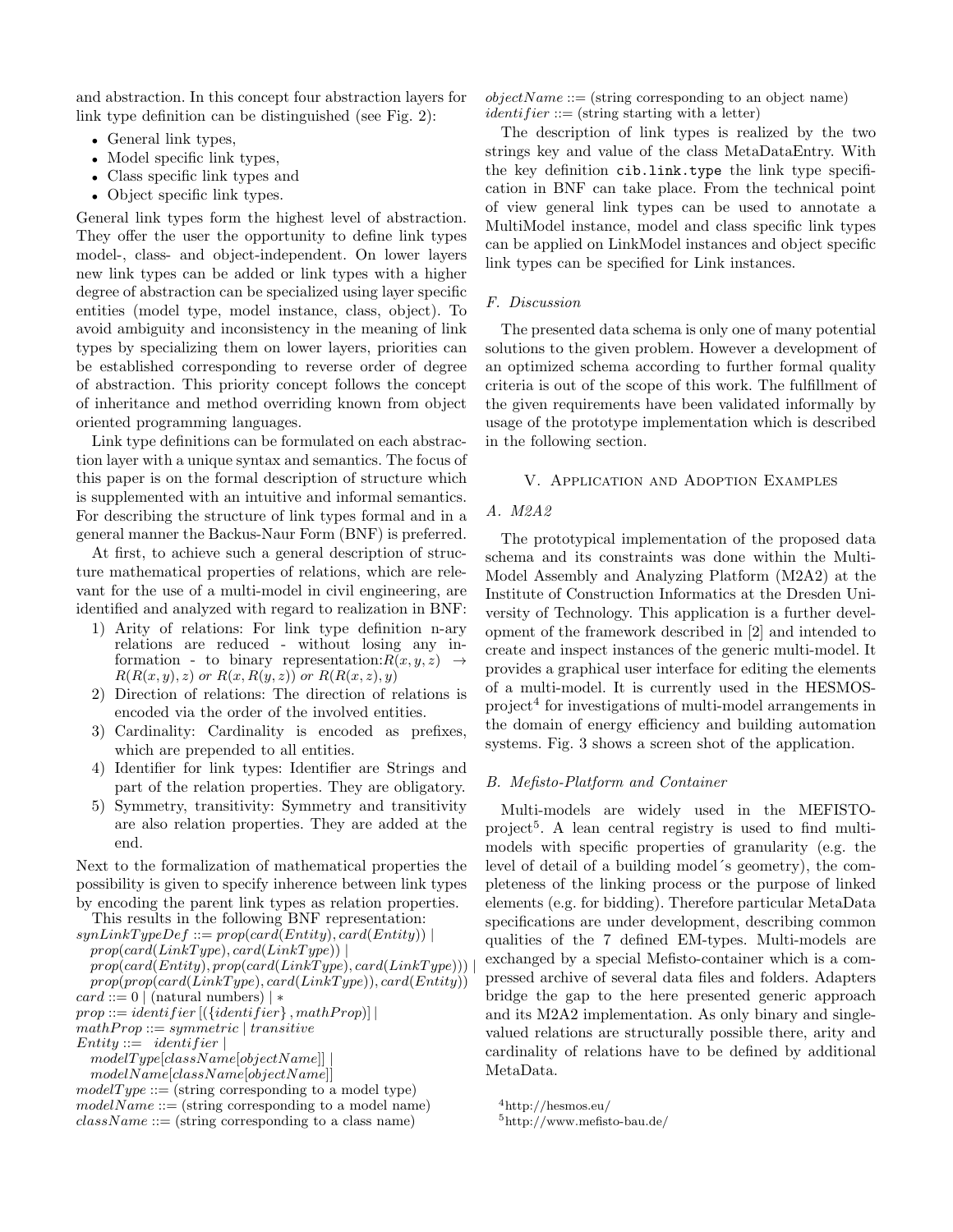and abstraction. In this concept four abstraction layers for link type definition can be distinguished (see Fig. 2):

- General link types,
- Model specific link types,
- Class specific link types and
- Object specific link types.

General link types form the highest level of abstraction. They offer the user the opportunity to define link types model-, class- and object-independent. On lower layers new link types can be added or link types with a higher degree of abstraction can be specialized using layer specific entities (model type, model instance, class, object). To avoid ambiguity and inconsistency in the meaning of link types by specializing them on lower layers, priorities can be established corresponding to reverse order of degree of abstraction. This priority concept follows the concept of inheritance and method overriding known from object oriented programming languages.

Link type definitions can be formulated on each abstraction layer with a unique syntax and semantics. The focus of this paper is on the formal description of structure which is supplemented with an intuitive and informal semantics. For describing the structure of link types formal and in a general manner the Backus-Naur Form (BNF) is preferred.

At first, to achieve such a general description of structure mathematical properties of relations, which are relevant for the use of a multi-model in civil engineering, are identified and analyzed with regard to realization in BNF:

1) Arity of relations: For link type definition n-ary relations are reduced - without losing any information - to binary representation: $R(x, y, z) \rightarrow R(R(x, y), z)$ *or* $R(x, R(y, z))$ *or* $R(R(x, z), y)$
2) Direction of relations: The direction of relations is encoded via the order of the involved entities.
3) Cardinality: Cardinality is encoded as prefixes, which are prepended to all entities.
4) Identifier for link types: Identifier are Strings and part of the relation properties. They are obligatory.
5) Symmetry, transitivity: Symmetry and transitivity are also relation properties. They are added at the end.

Next to the formalization of mathematical properties the possibility is given to specify inherence between link types by encoding the parent link types as relation properties.

This results in the following BNF representation:

$synLinkTypeDef ::= prop(card(Entity), card(Entity))\ |$
$\quad prop(card(LinkType), card(LinkType))\ |$
$\quad prop(card(Entity), prop(card(LinkType), card(LinkType)))\ |$
$\quad prop(prop(card(LinkType), card(LinkType)), card(Entity))$
$card ::= 0\ |$ (natural numbers) $|\ *$
$prop ::= identifier\ [(\{identifier\}, mathProp)]\ |$
$mathProp ::= symmetric\ |\ transitive$
$Entity ::= \ identifier\ |$
$\quad modelType[className[objectName]]\ |$
$\quad modelName[className[objectName]]$
$modelType ::=$ (string corresponding to a model type)
$modelName ::=$ (string corresponding to a model name)
$className ::=$ (string corresponding to a class name)
$objectName ::=$ (string corresponding to an object name)
$identifier ::=$ (string starting with a letter)

The description of link types is realized by the two strings key and value of the class MetaDataEntry. With the key definition `cib.link.type` the link type specification in BNF can take place. From the technical point of view general link types can be used to annotate a MultiModel instance, model and class specific link types can be applied on LinkModel instances and object specific link types can be specified for Link instances.

### F. Discussion

The presented data schema is only one of many potential solutions to the given problem. However a development of an optimized schema according to further formal quality criteria is out of the scope of this work. The fulfillment of the given requirements have been validated informally by usage of the prototype implementation which is described in the following section.

## V. Application and Adoption Examples

### A. M2A2

The prototypical implementation of the proposed data schema and its constraints was done within the Multi-Model Assembly and Analyzing Platform (M2A2) at the Institute of Construction Informatics at the Dresden University of Technology. This application is a further development of the framework described in [2] and intended to create and inspect instances of the generic multi-model. It provides a graphical user interface for editing the elements of a multi-model. It is currently used in the HESMOS-project[4] for investigations of multi-model arrangements in the domain of energy efficiency and building automation systems. Fig. 3 shows a screen shot of the application.

### B. Mefisto-Platform and Container

Multi-models are widely used in the MEFISTO-project[5]. A lean central registry is used to find multi-models with specific properties of granularity (e.g. the level of detail of a building model´s geometry), the completeness of the linking process or the purpose of linked elements (e.g. for bidding). Therefore particular MetaData specifications are under development, describing common qualities of the 7 defined EM-types. Multi-models are exchanged by a special Mefisto-container which is a compressed archive of several data files and folders. Adapters bridge the gap to the here presented generic approach and its M2A2 implementation. As only binary and single-valued relations are structurally possible there, arity and cardinality of relations have to be defined by additional MetaData.

[4] http://hesmos.eu/
[5] http://www.mefisto-bau.de/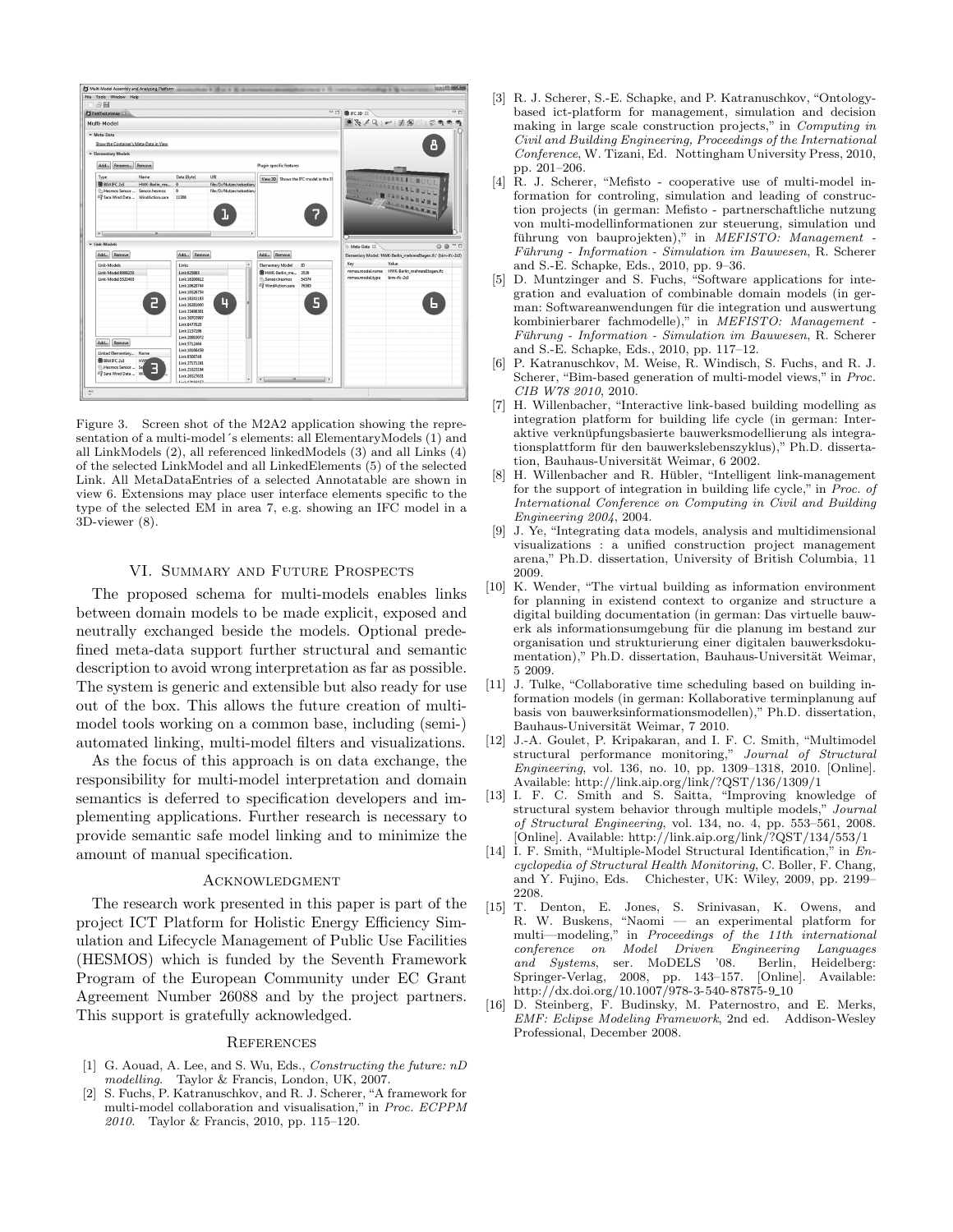Figure 3. Screen shot of the M2A2 application showing the representation of a multi-model´s elements: all ElementaryModels (1) and all LinkModels (2), all referenced linkedModels (3) and all Links (4) of the selected LinkModel and all LinkedElements (5) of the selected Link. All MetaDataEntries of a selected Annotatable are shown in view 6. Extensions may place user interface elements specific to the type of the selected EM in area 7, e.g. showing an IFC model in a 3D-viewer (8).

## VI. Summary and Future Prospects

The proposed schema for multi-models enables links between domain models to be made explicit, exposed and neutrally exchanged beside the models. Optional predefined meta-data support further structural and semantic description to avoid wrong interpretation as far as possible. The system is generic and extensible but also ready for use out of the box. This allows the future creation of multi-model tools working on a common base, including (semi-) automated linking, multi-model filters and visualizations.

As the focus of this approach is on data exchange, the responsibility for multi-model interpretation and domain semantics is deferred to specification developers and implementing applications. Further research is necessary to provide semantic safe model linking and to minimize the amount of manual specification.

## Acknowledgment

The research work presented in this paper is part of the project ICT Platform for Holistic Energy Efficiency Simulation and Lifecycle Management of Public Use Facilities (HESMOS) which is funded by the Seventh Framework Program of the European Community under EC Grant Agreement Number 26088 and by the project partners. This support is gratefully acknowledged.

## References

[1] G. Aouad, A. Lee, and S. Wu, Eds., *Constructing the future: nD modelling*. Taylor & Francis, London, UK, 2007.

[2] S. Fuchs, P. Katranuschkov, and R. J. Scherer, "A framework for multi-model collaboration and visualisation," in *Proc. ECPPM 2010*. Taylor & Francis, 2010, pp. 115–120.

[3] R. J. Scherer, S.-E. Schapke, and P. Katranuschkov, "Ontology-based ict-platform for management, simulation and decision making in large scale construction projects," in *Computing in Civil and Building Engineering, Proceedings of the International Conference*, W. Tizani, Ed. Nottingham University Press, 2010, pp. 201–206.

[4] R. J. Scherer, "Mefisto - cooperative use of multi-model information for controling, simulation and leading of construction projects (in german: Mefisto - partnerschaftliche nutzung von multi-modellinformationen zur steuerung, simulation und führung von bauprojekten)," in *MEFISTO: Management - Führung - Information - Simulation im Bauwesen*, R. Scherer and S.-E. Schapke, Eds., 2010, pp. 9–36.

[5] D. Muntzinger and S. Fuchs, "Software applications for integration and evaluation of combinable domain models (in german: Softwareanwendungen für die integration und auswertung kombinierbarer fachmodelle)," in *MEFISTO: Management - Führung - Information - Simulation im Bauwesen*, R. Scherer and S.-E. Schapke, Eds., 2010, pp. 117–12.

[6] P. Katranuschkov, M. Weise, R. Windisch, S. Fuchs, and R. J. Scherer, "Bim-based generation of multi-model views," in *Proc. CIB W78 2010*, 2010.

[7] H. Willenbacher, "Interactive link-based building modelling as integration platform for building life cycle (in german: Interaktive verknüpfungsbasierte bauwerksmodellierung als integrationsplattform für den bauwerkslebenszyklus)," Ph.D. dissertation, Bauhaus-Universität Weimar, 6 2002.

[8] H. Willenbacher and R. Hübler, "Intelligent link-management for the support of integration in building life cycle," in *Proc. of International Conference on Computing in Civil and Building Engineering 2004*, 2004.

[9] J. Ye, "Integrating data models, analysis and multidimensional visualizations : a unified construction project management arena," Ph.D. dissertation, University of British Columbia, 11 2009.

[10] K. Wender, "The virtual building as information environment for planning in existend context to organize and structure a digital building documentation (in german: Das virtuelle bauwerk als informationsumgebung für die planung im bestand zur organisation und strukturierung einer digitalen bauwerksdokumentation)," Ph.D. dissertation, Bauhaus-Universität Weimar, 5 2009.

[11] J. Tulke, "Collaborative time scheduling based on building information models (in german: Kollaborative terminplanung auf basis von bauwerksinformationsmodellen)," Ph.D. dissertation, Bauhaus-Universität Weimar, 7 2010.

[12] J.-A. Goulet, P. Kripakaran, and I. F. C. Smith, "Multimodel structural performance monitoring," *Journal of Structural Engineering*, vol. 136, no. 10, pp. 1309–1318, 2010. [Online]. Available: http://link.aip.org/link/?QST/136/1309/1

[13] I. F. C. Smith and S. Saitta, "Improving knowledge of structural system behavior through multiple models," *Journal of Structural Engineering*, vol. 134, no. 4, pp. 553–561, 2008. [Online]. Available: http://link.aip.org/link/?QST/134/553/1

[14] I. F. Smith, "Multiple-Model Structural Identification," in *Encyclopedia of Structural Health Monitoring*, C. Boller, F. Chang, and Y. Fujino, Eds. Chichester, UK: Wiley, 2009, pp. 2199–2208.

[15] T. Denton, E. Jones, S. Srinivasan, K. Owens, and R. W. Buskens, "Naomi — an experimental platform for multi—modeling," in *Proceedings of the 11th international conference on Model Driven Engineering Languages and Systems*, ser. MoDELS '08. Berlin, Heidelberg: Springer-Verlag, 2008, pp. 143–157. [Online]. Available: http://dx.doi.org/10.1007/978-3-540-87875-9_10

[16] D. Steinberg, F. Budinsky, M. Paternostro, and E. Merks, *EMF: Eclipse Modeling Framework*, 2nd ed. Addison-Wesley Professional, December 2008.